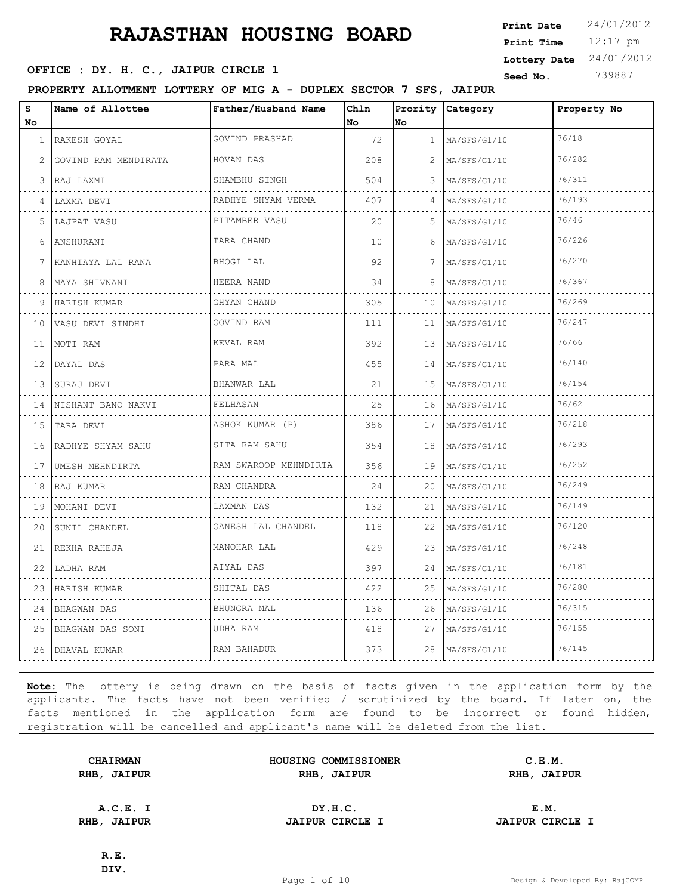# RAJASTHAN HOUSING BOARD

**Print Date** 24/01/2012
**Print Time** 12:17 pm
**Lottery Date** 24/01/2012
**Seed No.** 739887

**OFFICE : DY. H. C., JAIPUR CIRCLE 1**

**PROPERTY ALLOTMENT LOTTERY OF MIG A - DUPLEX SECTOR 7 SFS, JAIPUR**

| S No | Name of Allottee | Father/Husband Name | Chln No | Prority No | Category | Property No |
|---|---|---|---|---|---|---|
| 1 | RAKESH GOYAL | GOVIND PRASHAD | 72 | 1 | MA/SFS/G1/10 | 76/18 |
| 2 | GOVIND RAM MENDIRATA | HOVAN DAS | 208 | 2 | MA/SFS/G1/10 | 76/282 |
| 3 | RAJ LAXMI | SHAMBHU SINGH | 504 | 3 | MA/SFS/G1/10 | 76/311 |
| 4 | LAXMA DEVI | RADHYE SHYAM VERMA | 407 | 4 | MA/SFS/G1/10 | 76/193 |
| 5 | LAJPAT VASU | PITAMBER VASU | 20 | 5 | MA/SFS/G1/10 | 76/46 |
| 6 | ANSHURANI | TARA CHAND | 10 | 6 | MA/SFS/G1/10 | 76/226 |
| 7 | KANHIAYA LAL RANA | BHOGI LAL | 92 | 7 | MA/SFS/G1/10 | 76/270 |
| 8 | MAYA SHIVNANI | HEERA NAND | 34 | 8 | MA/SFS/G1/10 | 76/367 |
| 9 | HARISH KUMAR | GHYAN CHAND | 305 | 10 | MA/SFS/G1/10 | 76/269 |
| 10 | VASU DEVI SINDHI | GOVIND RAM | 111 | 11 | MA/SFS/G1/10 | 76/247 |
| 11 | MOTI RAM | KEVAL RAM | 392 | 13 | MA/SFS/G1/10 | 76/66 |
| 12 | DAYAL DAS | PARA MAL | 455 | 14 | MA/SFS/G1/10 | 76/140 |
| 13 | SURAJ DEVI | BHANWAR LAL | 21 | 15 | MA/SFS/G1/10 | 76/154 |
| 14 | NISHANT BANO NAKVI | FELHASAN | 25 | 16 | MA/SFS/G1/10 | 76/62 |
| 15 | TARA DEVI | ASHOK KUMAR (P) | 386 | 17 | MA/SFS/G1/10 | 76/218 |
| 16 | RADHYE SHYAM SAHU | SITA RAM SAHU | 354 | 18 | MA/SFS/G1/10 | 76/293 |
| 17 | UMESH MEHNDIRTA | RAM SWAROOP MEHNDIRTA | 356 | 19 | MA/SFS/G1/10 | 76/252 |
| 18 | RAJ KUMAR | RAM CHANDRA | 24 | 20 | MA/SFS/G1/10 | 76/249 |
| 19 | MOHANI DEVI | LAXMAN DAS | 132 | 21 | MA/SFS/G1/10 | 76/149 |
| 20 | SUNIL CHANDEL | GANESH LAL CHANDEL | 118 | 22 | MA/SFS/G1/10 | 76/120 |
| 21 | REKHA RAHEJA | MANOHAR LAL | 429 | 23 | MA/SFS/G1/10 | 76/248 |
| 22 | LADHA RAM | AIYAL DAS | 397 | 24 | MA/SFS/G1/10 | 76/181 |
| 23 | HARISH KUMAR | SHITAL DAS | 422 | 25 | MA/SFS/G1/10 | 76/280 |
| 24 | BHAGWAN DAS | BHUNGRA MAL | 136 | 26 | MA/SFS/G1/10 | 76/315 |
| 25 | BHAGWAN DAS SONI | UDHA RAM | 418 | 27 | MA/SFS/G1/10 | 76/155 |
| 26 | DHAVAL KUMAR | RAM BAHADUR | 373 | 28 | MA/SFS/G1/10 | 76/145 |

**Note:** The lottery is being drawn on the basis of facts given in the application form by the applicants. The facts have not been verified / scrutinized by the board. If later on, the facts mentioned in the application form are found to be incorrect or found hidden, registration will be cancelled and applicant's name will be deleted from the list.

| | | |
|---|---|---|
| **CHAIRMAN**<br>**RHB, JAIPUR** | **HOUSING COMMISSIONER**<br>**RHB, JAIPUR** | **C.E.M.**<br>**RHB, JAIPUR** |
| **A.C.E. I**<br>**RHB, JAIPUR** | **DY.H.C.**<br>**JAIPUR CIRCLE I** | **E.M.**<br>**JAIPUR CIRCLE I** |
| **R.E.**<br>**DIV.** | | |

Design & Developed By: RajCOMP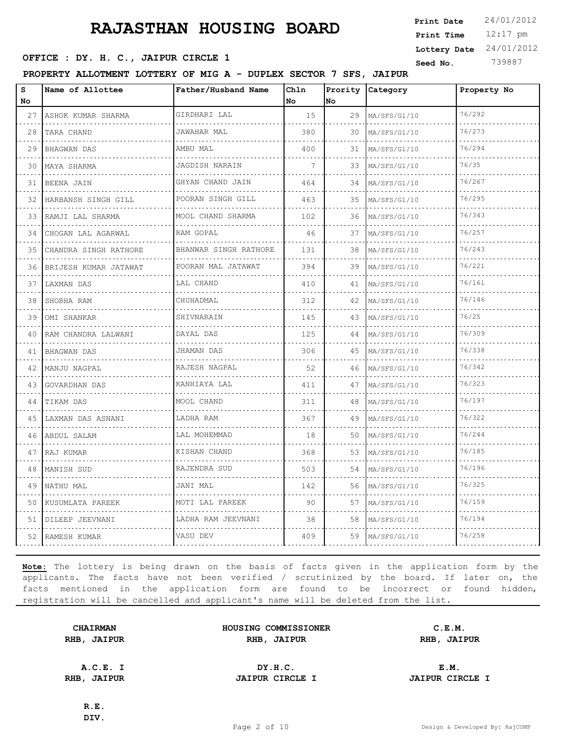# RAJASTHAN HOUSING BOARD

**Print Date** 24/01/2012
**Print Time** 12:17 pm
**Lottery Date** 24/01/2012
**Seed No.** 739887

**OFFICE : DY. H. C., JAIPUR CIRCLE 1**

**PROPERTY ALLOTMENT LOTTERY OF MIG A - DUPLEX SECTOR 7 SFS, JAIPUR**

| S No | Name of Allottee | Father/Husband Name | Chln No | Prority No | Category | Property No |
|---|---|---|---|---|---|---|
| 27 | ASHOK KUMAR SHARMA | GIRDHARI LAL | 15 | 29 | MA/SFS/G1/10 | 76/292 |
| 28 | TARA CHAND | JAWAHAR MAL | 380 | 30 | MA/SFS/G1/10 | 76/273 |
| 29 | BHAGWAN DAS | AMBU MAL | 400 | 31 | MA/SFS/G1/10 | 76/294 |
| 30 | MAYA SHARMA | JAGDISH NARAIN | 7 | 33 | MA/SFS/G1/10 | 76/35 |
| 31 | BEENA JAIN | GHYAN CHAND JAIN | 464 | 34 | MA/SFS/G1/10 | 76/267 |
| 32 | HARBANSH SINGH GILL | POORAN SINGH GILL | 463 | 35 | MA/SFS/G1/10 | 76/295 |
| 33 | RAMJI LAL SHARMA | MOOL CHAND SHARMA | 102 | 36 | MA/SFS/G1/10 | 76/343 |
| 34 | CHOGAN LAL AGARWAL | RAM GOPAL | 46 | 37 | MA/SFS/G1/10 | 76/257 |
| 35 | CHANDRA SINGH RATHORE | BHANWAR SINGH RATHORE | 131 | 38 | MA/SFS/G1/10 | 76/243 |
| 36 | BRIJESH KUMAR JATAWAT | POORAN MAL JATAWAT | 394 | 39 | MA/SFS/G1/10 | 76/221 |
| 37 | LAXMAN DAS | LAL CHAND | 410 | 41 | MA/SFS/G1/10 | 76/161 |
| 38 | SHOBHA RAM | CHUHADMAL | 312 | 42 | MA/SFS/G1/10 | 76/146 |
| 39 | OMI SHANKAR | SHIVNARAIN | 145 | 43 | MA/SFS/G1/10 | 76/25 |
| 40 | RAM CHANDRA LALWANI | DAYAL DAS | 125 | 44 | MA/SFS/G1/10 | 76/309 |
| 41 | BHAGWAN DAS | JHAMAN DAS | 306 | 45 | MA/SFS/G1/10 | 76/338 |
| 42 | MANJU NAGPAL | RAJESH NAGPAL | 52 | 46 | MA/SFS/G1/10 | 76/342 |
| 43 | GOVARDHAN DAS | KANHIAYA LAL | 411 | 47 | MA/SFS/G1/10 | 76/323 |
| 44 | TIKAM DAS | MOOL CHAND | 311 | 48 | MA/SFS/G1/10 | 76/197 |
| 45 | LAXMAN DAS ASNANI | LADHA RAM | 367 | 49 | MA/SFS/G1/10 | 76/322 |
| 46 | ABDUL SALAM | LAL MOHEMMAD | 18 | 50 | MA/SFS/G1/10 | 76/244 |
| 47 | RAJ KUMAR | KISHAN CHAND | 368 | 53 | MA/SFS/G1/10 | 76/185 |
| 48 | MANISH SUD | RAJENDRA SUD | 503 | 54 | MA/SFS/G1/10 | 76/196 |
| 49 | NATHU MAL | JANI MAL | 142 | 56 | MA/SFS/G1/10 | 76/325 |
| 50 | KUSUMLATA PAREEK | MOTI LAL PAREEK | 90 | 57 | MA/SFS/G1/10 | 76/159 |
| 51 | DILEEP JEEVNANI | LADHA RAM JEEVNANI | 38 | 58 | MA/SFS/G1/10 | 76/194 |
| 52 | RAMESH KUMAR | VASU DEV | 409 | 59 | MA/SFS/G1/10 | 76/258 |

**Note:** The lottery is being drawn on the basis of facts given in the application form by the applicants. The facts have not been verified / scrutinized by the board. If later on, the facts mentioned in the application form are found to be incorrect or found hidden, registration will be cancelled and applicant's name will be deleted from the list.

| **CHAIRMAN** | **HOUSING COMMISSIONER** | **C.E.M.** |
|---|---|---|
| **RHB, JAIPUR** | **RHB, JAIPUR** | **RHB, JAIPUR** |
| **A.C.E. I** | **DY.H.C.** | **E.M.** |
| **RHB, JAIPUR** | **JAIPUR CIRCLE I** | **JAIPUR CIRCLE I** |

**R.E.**
**DIV.**

Design & Developed By: RajCOMP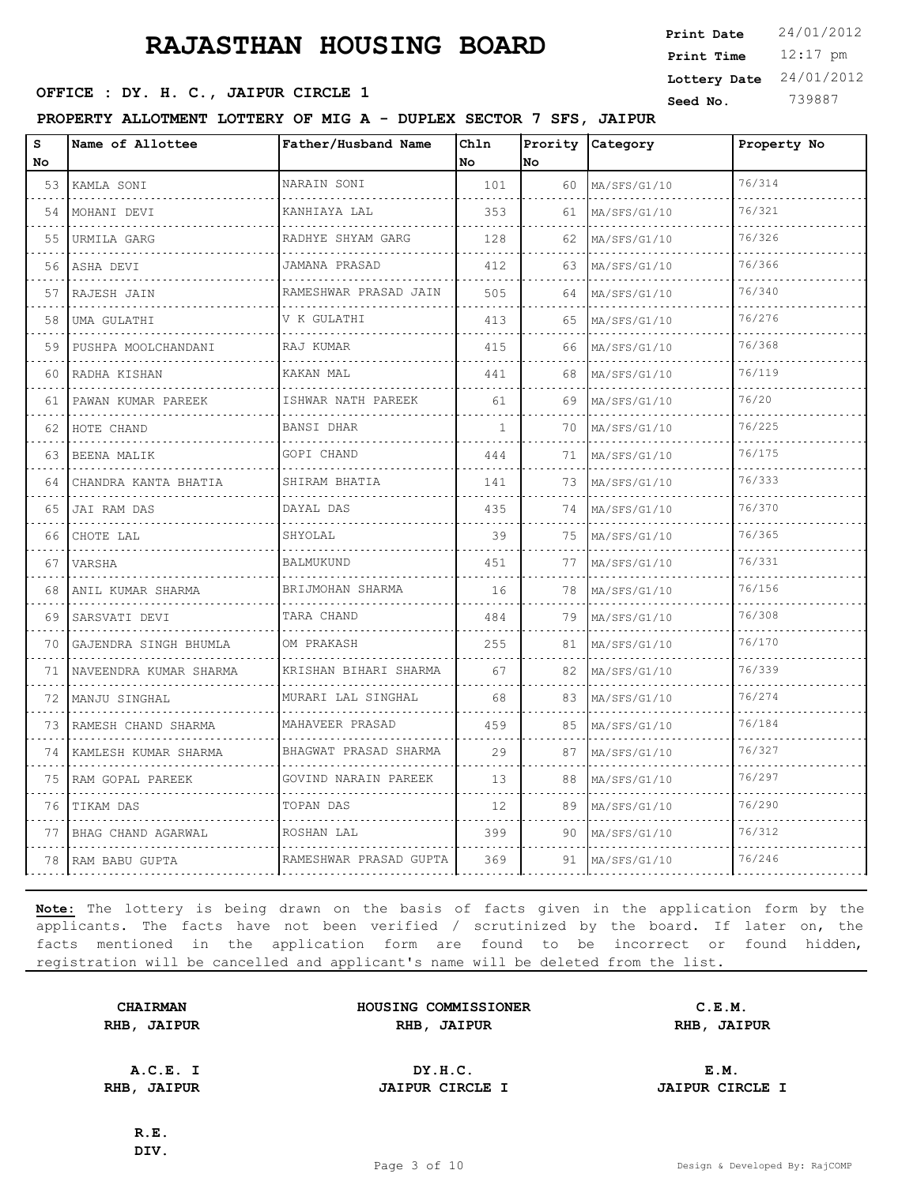# RAJASTHAN HOUSING BOARD

**Print Date** 24/01/2012
**Print Time** 12:17 pm
**Lottery Date** 24/01/2012
**Seed No.** 739887

**OFFICE : DY. H. C., JAIPUR CIRCLE 1**

**PROPERTY ALLOTMENT LOTTERY OF MIG A - DUPLEX SECTOR 7 SFS, JAIPUR**

| S No | Name of Allottee | Father/Husband Name | Chln No | Prority No | Category | Property No |
|---|---|---|---|---|---|---|
| 53 | KAMLA SONI | NARAIN SONI | 101 | 60 | MA/SFS/G1/10 | 76/314 |
| 54 | MOHANI DEVI | KANHIAYA LAL | 353 | 61 | MA/SFS/G1/10 | 76/321 |
| 55 | URMILA GARG | RADHYE SHYAM GARG | 128 | 62 | MA/SFS/G1/10 | 76/326 |
| 56 | ASHA DEVI | JAMANA PRASAD | 412 | 63 | MA/SFS/G1/10 | 76/366 |
| 57 | RAJESH JAIN | RAMESHWAR PRASAD JAIN | 505 | 64 | MA/SFS/G1/10 | 76/340 |
| 58 | UMA GULATHI | V K GULATHI | 413 | 65 | MA/SFS/G1/10 | 76/276 |
| 59 | PUSHPA MOOLCHANDANI | RAJ KUMAR | 415 | 66 | MA/SFS/G1/10 | 76/368 |
| 60 | RADHA KISHAN | KAKAN MAL | 441 | 68 | MA/SFS/G1/10 | 76/119 |
| 61 | PAWAN KUMAR PAREEK | ISHWAR NATH PAREEK | 61 | 69 | MA/SFS/G1/10 | 76/20 |
| 62 | HOTE CHAND | BANSI DHAR | 1 | 70 | MA/SFS/G1/10 | 76/225 |
| 63 | BEENA MALIK | GOPI CHAND | 444 | 71 | MA/SFS/G1/10 | 76/175 |
| 64 | CHANDRA KANTA BHATIA | SHIRAM BHATIA | 141 | 73 | MA/SFS/G1/10 | 76/333 |
| 65 | JAI RAM DAS | DAYAL DAS | 435 | 74 | MA/SFS/G1/10 | 76/370 |
| 66 | CHOTE LAL | SHYOLAL | 39 | 75 | MA/SFS/G1/10 | 76/365 |
| 67 | VARSHA | BALMUKUND | 451 | 77 | MA/SFS/G1/10 | 76/331 |
| 68 | ANIL KUMAR SHARMA | BRIJMOHAN SHARMA | 16 | 78 | MA/SFS/G1/10 | 76/156 |
| 69 | SARSVATI DEVI | TARA CHAND | 484 | 79 | MA/SFS/G1/10 | 76/308 |
| 70 | GAJENDRA SINGH BHUMLA | OM PRAKASH | 255 | 81 | MA/SFS/G1/10 | 76/170 |
| 71 | NAVEENDRA KUMAR SHARMA | KRISHAN BIHARI SHARMA | 67 | 82 | MA/SFS/G1/10 | 76/339 |
| 72 | MANJU SINGHAL | MURARI LAL SINGHAL | 68 | 83 | MA/SFS/G1/10 | 76/274 |
| 73 | RAMESH CHAND SHARMA | MAHAVEER PRASAD | 459 | 85 | MA/SFS/G1/10 | 76/184 |
| 74 | KAMLESH KUMAR SHARMA | BHAGWAT PRASAD SHARMA | 29 | 87 | MA/SFS/G1/10 | 76/327 |
| 75 | RAM GOPAL PAREEK | GOVIND NARAIN PAREEK | 13 | 88 | MA/SFS/G1/10 | 76/297 |
| 76 | TIKAM DAS | TOPAN DAS | 12 | 89 | MA/SFS/G1/10 | 76/290 |
| 77 | BHAG CHAND AGARWAL | ROSHAN LAL | 399 | 90 | MA/SFS/G1/10 | 76/312 |
| 78 | RAM BABU GUPTA | RAMESHWAR PRASAD GUPTA | 369 | 91 | MA/SFS/G1/10 | 76/246 |

**Note:** The lottery is being drawn on the basis of facts given in the application form by the applicants. The facts have not been verified / scrutinized by the board. If later on, the facts mentioned in the application form are found to be incorrect or found hidden, registration will be cancelled and applicant's name will be deleted from the list.

| | | |
|---|---|---|
| **CHAIRMAN** **RHB, JAIPUR** | **HOUSING COMMISSIONER** **RHB, JAIPUR** | **C.E.M.** **RHB, JAIPUR** |
| **A.C.E. I** **RHB, JAIPUR** | **DY.H.C.** **JAIPUR CIRCLE I** | **E.M.** **JAIPUR CIRCLE I** |
| **R.E.** **DIV.** | | |

Design & Developed By: RajCOMP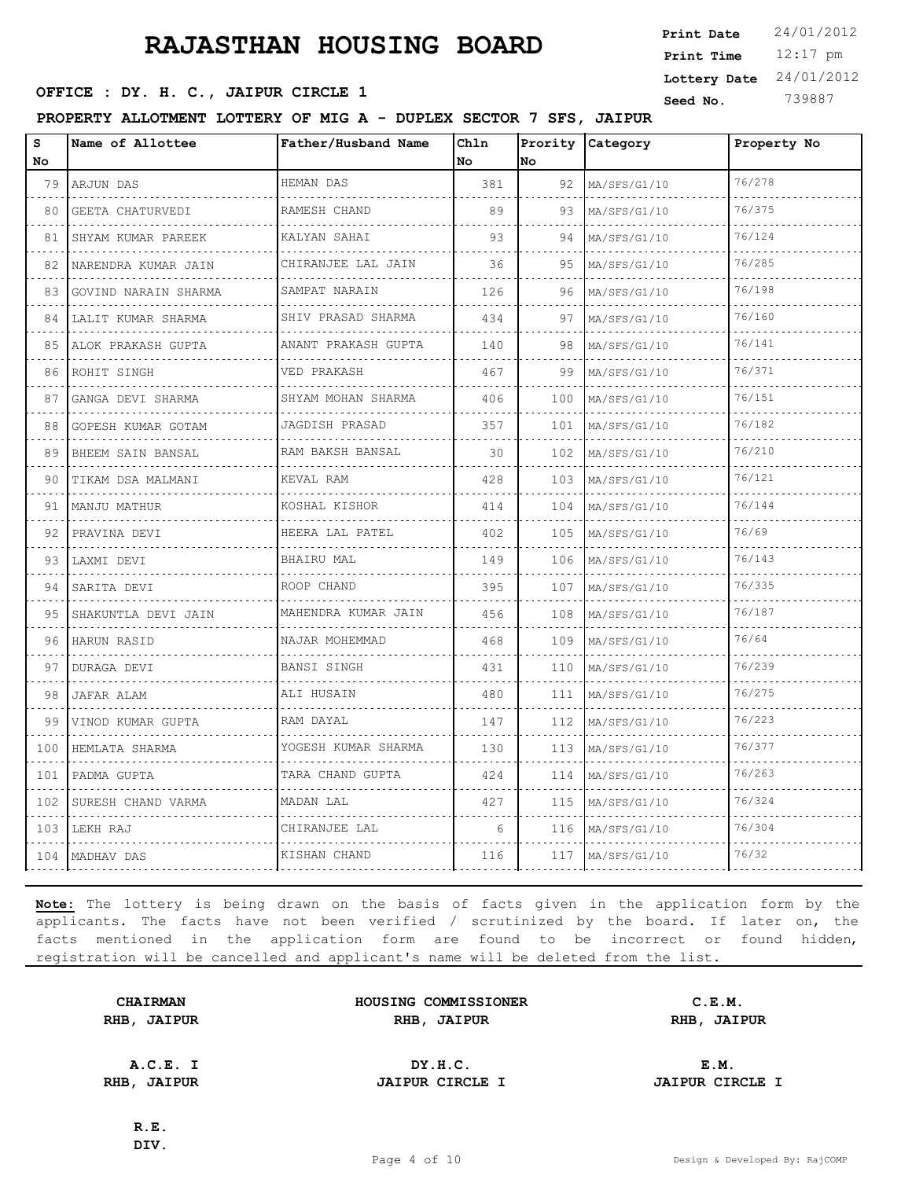# RAJASTHAN HOUSING BOARD

**OFFICE : DY. H. C., JAIPUR CIRCLE 1**

**Print Date** 24/01/2012
**Print Time** 12:17 pm
**Lottery Date** 24/01/2012
**Seed No.** 739887

**PROPERTY ALLOTMENT LOTTERY OF MIG A - DUPLEX SECTOR 7 SFS, JAIPUR**

| S No | Name of Allottee | Father/Husband Name | Chln No | Prority No | Category | Property No |
|---|---|---|---|---|---|---|
| 79 | ARJUN DAS | HEMAN DAS | 381 | 92 | MA/SFS/G1/10 | 76/278 |
| 80 | GEETA CHATURVEDI | RAMESH CHAND | 89 | 93 | MA/SFS/G1/10 | 76/375 |
| 81 | SHYAM KUMAR PAREEK | KALYAN SAHAI | 93 | 94 | MA/SFS/G1/10 | 76/124 |
| 82 | NARENDRA KUMAR JAIN | CHIRANJEE LAL JAIN | 36 | 95 | MA/SFS/G1/10 | 76/285 |
| 83 | GOVIND NARAIN SHARMA | SAMPAT NARAIN | 126 | 96 | MA/SFS/G1/10 | 76/198 |
| 84 | LALIT KUMAR SHARMA | SHIV PRASAD SHARMA | 434 | 97 | MA/SFS/G1/10 | 76/160 |
| 85 | ALOK PRAKASH GUPTA | ANANT PRAKASH GUPTA | 140 | 98 | MA/SFS/G1/10 | 76/141 |
| 86 | ROHIT SINGH | VED PRAKASH | 467 | 99 | MA/SFS/G1/10 | 76/371 |
| 87 | GANGA DEVI SHARMA | SHYAM MOHAN SHARMA | 406 | 100 | MA/SFS/G1/10 | 76/151 |
| 88 | GOPESH KUMAR GOTAM | JAGDISH PRASAD | 357 | 101 | MA/SFS/G1/10 | 76/182 |
| 89 | BHEEM SAIN BANSAL | RAM BAKSH BANSAL | 30 | 102 | MA/SFS/G1/10 | 76/210 |
| 90 | TIKAM DSA MALMANI | KEVAL RAM | 428 | 103 | MA/SFS/G1/10 | 76/121 |
| 91 | MANJU MATHUR | KOSHAL KISHOR | 414 | 104 | MA/SFS/G1/10 | 76/144 |
| 92 | PRAVINA DEVI | HEERA LAL PATEL | 402 | 105 | MA/SFS/G1/10 | 76/69 |
| 93 | LAXMI DEVI | BHAIRU MAL | 149 | 106 | MA/SFS/G1/10 | 76/143 |
| 94 | SARITA DEVI | ROOP CHAND | 395 | 107 | MA/SFS/G1/10 | 76/335 |
| 95 | SHAKUNTLA DEVI JAIN | MAHENDRA KUMAR JAIN | 456 | 108 | MA/SFS/G1/10 | 76/187 |
| 96 | HARUN RASID | NAJAR MOHEMMAD | 468 | 109 | MA/SFS/G1/10 | 76/64 |
| 97 | DURAGA DEVI | BANSI SINGH | 431 | 110 | MA/SFS/G1/10 | 76/239 |
| 98 | JAFAR ALAM | ALI HUSAIN | 480 | 111 | MA/SFS/G1/10 | 76/275 |
| 99 | VINOD KUMAR GUPTA | RAM DAYAL | 147 | 112 | MA/SFS/G1/10 | 76/223 |
| 100 | HEMLATA SHARMA | YOGESH KUMAR SHARMA | 130 | 113 | MA/SFS/G1/10 | 76/377 |
| 101 | PADMA GUPTA | TARA CHAND GUPTA | 424 | 114 | MA/SFS/G1/10 | 76/263 |
| 102 | SURESH CHAND VARMA | MADAN LAL | 427 | 115 | MA/SFS/G1/10 | 76/324 |
| 103 | LEKH RAJ | CHIRANJEE LAL | 6 | 116 | MA/SFS/G1/10 | 76/304 |
| 104 | MADHAV DAS | KISHAN CHAND | 116 | 117 | MA/SFS/G1/10 | 76/32 |

**Note:** The lottery is being drawn on the basis of facts given in the application form by the applicants. The facts have not been verified / scrutinized by the board. If later on, the facts mentioned in the application form are found to be incorrect or found hidden, registration will be cancelled and applicant's name will be deleted from the list.

| | | |
|---|---|---|
| **CHAIRMAN** RHB, JAIPUR | **HOUSING COMMISSIONER** RHB, JAIPUR | **C.E.M.** RHB, JAIPUR |
| **A.C.E. I** RHB, JAIPUR | **DY.H.C.** JAIPUR CIRCLE I | **E.M.** JAIPUR CIRCLE I |
| **R.E.** DIV. | | |

Design & Developed By: RajCOMP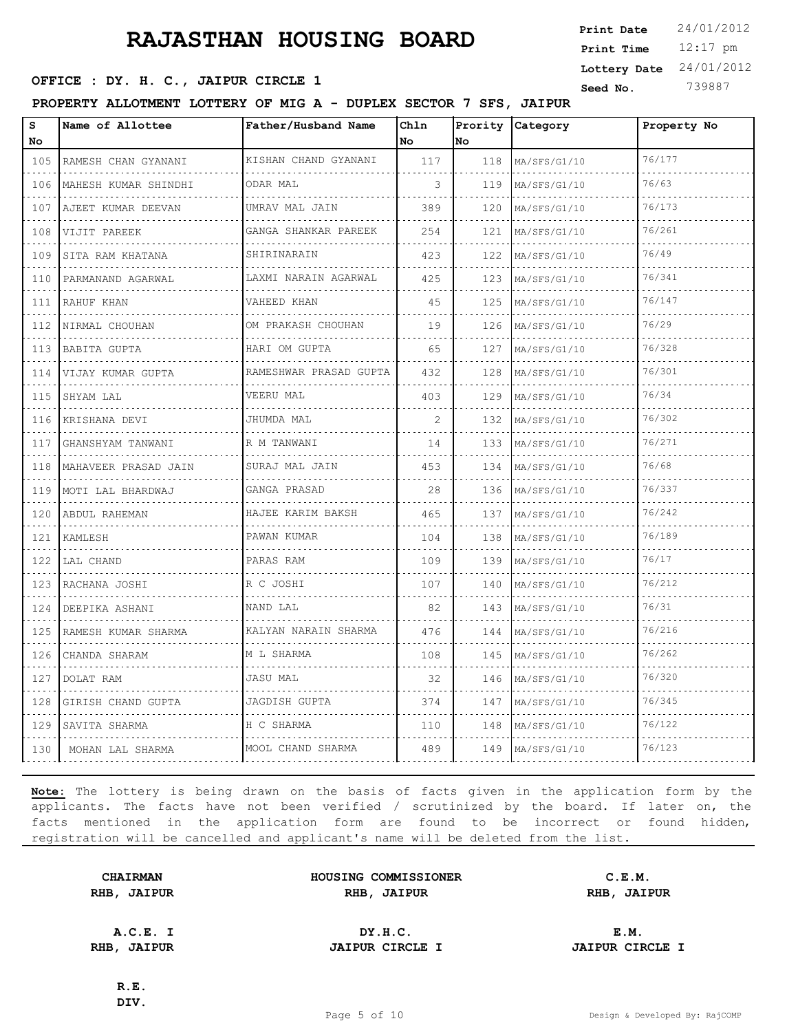# RAJASTHAN HOUSING BOARD

**OFFICE : DY. H. C., JAIPUR CIRCLE 1**

| | |
|---|---|
| **Print Date** | 24/01/2012 |
| **Print Time** | 12:17 pm |
| **Lottery Date** | 24/01/2012 |
| **Seed No.** | 739887 |

**PROPERTY ALLOTMENT LOTTERY OF MIG A - DUPLEX SECTOR 7 SFS, JAIPUR**

| S No | Name of Allottee | Father/Husband Name | Chln No | Prority No | Category | Property No |
|---|---|---|---|---|---|---|
| 105 | RAMESH CHAN GYANANI | KISHAN CHAND GYANANI | 117 | 118 | MA/SFS/G1/10 | 76/177 |
| 106 | MAHESH KUMAR SHINDHI | ODAR MAL | 3 | 119 | MA/SFS/G1/10 | 76/63 |
| 107 | AJEET KUMAR DEEVAN | UMRAV MAL JAIN | 389 | 120 | MA/SFS/G1/10 | 76/173 |
| 108 | VIJIT PAREEK | GANGA SHANKAR PAREEK | 254 | 121 | MA/SFS/G1/10 | 76/261 |
| 109 | SITA RAM KHATANA | SHIRINARAIN | 423 | 122 | MA/SFS/G1/10 | 76/49 |
| 110 | PARMANAND AGARWAL | LAXMI NARAIN AGARWAL | 425 | 123 | MA/SFS/G1/10 | 76/341 |
| 111 | RAHUF KHAN | VAHEED KHAN | 45 | 125 | MA/SFS/G1/10 | 76/147 |
| 112 | NIRMAL CHOUHAN | OM PRAKASH CHOUHAN | 19 | 126 | MA/SFS/G1/10 | 76/29 |
| 113 | BABITA GUPTA | HARI OM GUPTA | 65 | 127 | MA/SFS/G1/10 | 76/328 |
| 114 | VIJAY KUMAR GUPTA | RAMESHWAR PRASAD GUPTA | 432 | 128 | MA/SFS/G1/10 | 76/301 |
| 115 | SHYAM LAL | VEERU MAL | 403 | 129 | MA/SFS/G1/10 | 76/34 |
| 116 | KRISHANA DEVI | JHUMDA MAL | 2 | 132 | MA/SFS/G1/10 | 76/302 |
| 117 | GHANSHYAM TANWANI | R M TANWANI | 14 | 133 | MA/SFS/G1/10 | 76/271 |
| 118 | MAHAVEER PRASAD JAIN | SURAJ MAL JAIN | 453 | 134 | MA/SFS/G1/10 | 76/68 |
| 119 | MOTI LAL BHARDWAJ | GANGA PRASAD | 28 | 136 | MA/SFS/G1/10 | 76/337 |
| 120 | ABDUL RAHEMAN | HAJEE KARIM BAKSH | 465 | 137 | MA/SFS/G1/10 | 76/242 |
| 121 | KAMLESH | PAWAN KUMAR | 104 | 138 | MA/SFS/G1/10 | 76/189 |
| 122 | LAL CHAND | PARAS RAM | 109 | 139 | MA/SFS/G1/10 | 76/17 |
| 123 | RACHANA JOSHI | R C JOSHI | 107 | 140 | MA/SFS/G1/10 | 76/212 |
| 124 | DEEPIKA ASHANI | NAND LAL | 82 | 143 | MA/SFS/G1/10 | 76/31 |
| 125 | RAMESH KUMAR SHARMA | KALYAN NARAIN SHARMA | 476 | 144 | MA/SFS/G1/10 | 76/216 |
| 126 | CHANDA SHARAM | M L SHARMA | 108 | 145 | MA/SFS/G1/10 | 76/262 |
| 127 | DOLAT RAM | JASU MAL | 32 | 146 | MA/SFS/G1/10 | 76/320 |
| 128 | GIRISH CHAND GUPTA | JAGDISH GUPTA | 374 | 147 | MA/SFS/G1/10 | 76/345 |
| 129 | SAVITA SHARMA | H C SHARMA | 110 | 148 | MA/SFS/G1/10 | 76/122 |
| 130 | MOHAN LAL SHARMA | MOOL CHAND SHARMA | 489 | 149 | MA/SFS/G1/10 | 76/123 |

**Note:** The lottery is being drawn on the basis of facts given in the application form by the applicants. The facts have not been verified / scrutinized by the board. If later on, the facts mentioned in the application form are found to be incorrect or found hidden, registration will be cancelled and applicant's name will be deleted from the list.

| | | |
|---|---|---|
| **CHAIRMAN** RHB, JAIPUR | **HOUSING COMMISSIONER** RHB, JAIPUR | **C.E.M.** RHB, JAIPUR |
| **A.C.E. I** RHB, JAIPUR | **DY.H.C.** JAIPUR CIRCLE I | **E.M.** JAIPUR CIRCLE I |
| **R.E.** DIV. | | |

Design & Developed By: RajCOMP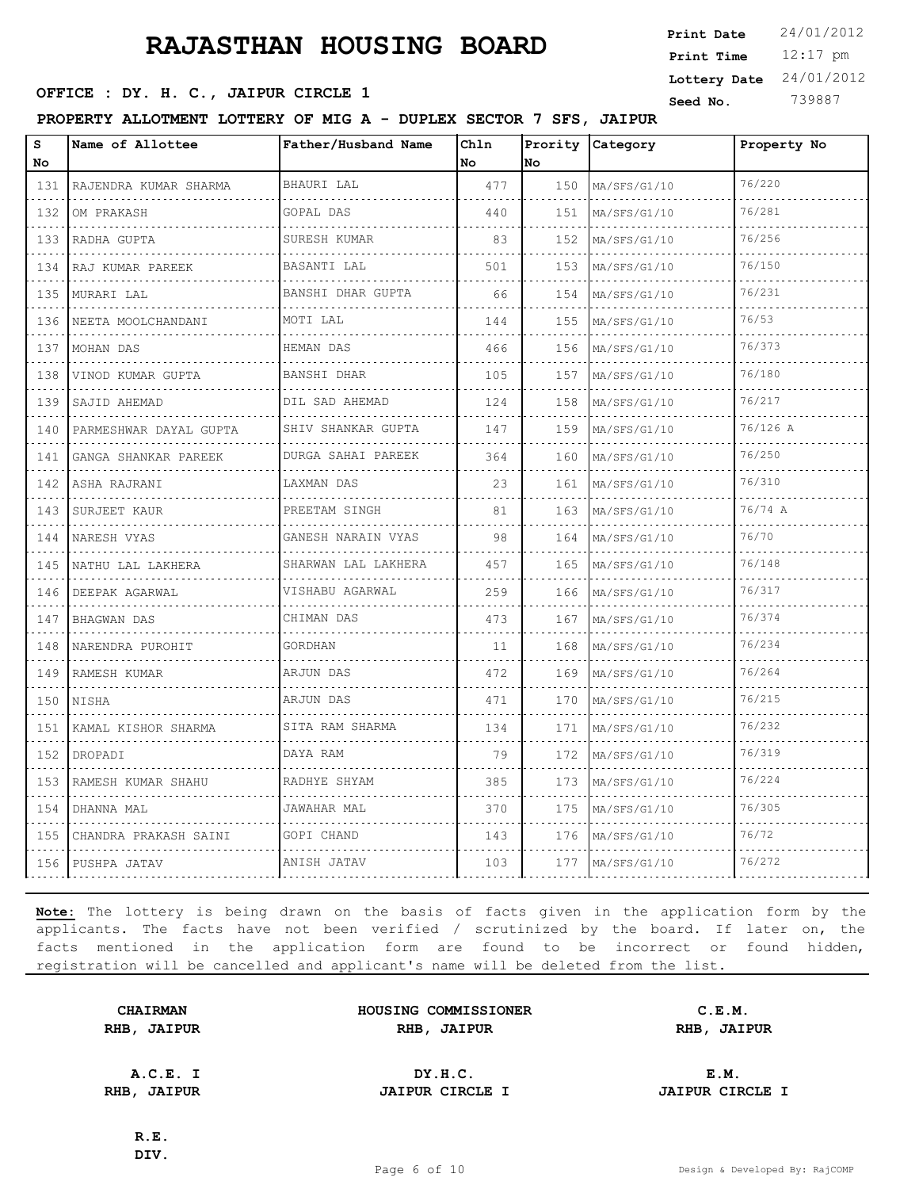# RAJASTHAN HOUSING BOARD

**OFFICE : DY. H. C., JAIPUR CIRCLE 1**

| | |
|---|---|
| **Print Date** | 24/01/2012 |
| **Print Time** | 12:17 pm |
| **Lottery Date** | 24/01/2012 |
| **Seed No.** | 739887 |

**PROPERTY ALLOTMENT LOTTERY OF MIG A - DUPLEX SECTOR 7 SFS, JAIPUR**

| S No | Name of Allottee | Father/Husband Name | Chln No | Prority No | Category | Property No |
|---|---|---|---|---|---|---|
| 131 | RAJENDRA KUMAR SHARMA | BHAURI LAL | 477 | 150 | MA/SFS/G1/10 | 76/220 |
| 132 | OM PRAKASH | GOPAL DAS | 440 | 151 | MA/SFS/G1/10 | 76/281 |
| 133 | RADHA GUPTA | SURESH KUMAR | 83 | 152 | MA/SFS/G1/10 | 76/256 |
| 134 | RAJ KUMAR PAREEK | BASANTI LAL | 501 | 153 | MA/SFS/G1/10 | 76/150 |
| 135 | MURARI LAL | BANSHI DHAR GUPTA | 66 | 154 | MA/SFS/G1/10 | 76/231 |
| 136 | NEETA MOOLCHANDANI | MOTI LAL | 144 | 155 | MA/SFS/G1/10 | 76/53 |
| 137 | MOHAN DAS | HEMAN DAS | 466 | 156 | MA/SFS/G1/10 | 76/373 |
| 138 | VINOD KUMAR GUPTA | BANSHI DHAR | 105 | 157 | MA/SFS/G1/10 | 76/180 |
| 139 | SAJID AHEMAD | DIL SAD AHEMAD | 124 | 158 | MA/SFS/G1/10 | 76/217 |
| 140 | PARMESHWAR DAYAL GUPTA | SHIV SHANKAR GUPTA | 147 | 159 | MA/SFS/G1/10 | 76/126 A |
| 141 | GANGA SHANKAR PAREEK | DURGA SAHAI PAREEK | 364 | 160 | MA/SFS/G1/10 | 76/250 |
| 142 | ASHA RAJRANI | LAXMAN DAS | 23 | 161 | MA/SFS/G1/10 | 76/310 |
| 143 | SURJEET KAUR | PREETAM SINGH | 81 | 163 | MA/SFS/G1/10 | 76/74 A |
| 144 | NARESH VYAS | GANESH NARAIN VYAS | 98 | 164 | MA/SFS/G1/10 | 76/70 |
| 145 | NATHU LAL LAKHERA | SHARWAN LAL LAKHERA | 457 | 165 | MA/SFS/G1/10 | 76/148 |
| 146 | DEEPAK AGARWAL | VISHABU AGARWAL | 259 | 166 | MA/SFS/G1/10 | 76/317 |
| 147 | BHAGWAN DAS | CHIMAN DAS | 473 | 167 | MA/SFS/G1/10 | 76/374 |
| 148 | NARENDRA PUROHIT | GORDHAN | 11 | 168 | MA/SFS/G1/10 | 76/234 |
| 149 | RAMESH KUMAR | ARJUN DAS | 472 | 169 | MA/SFS/G1/10 | 76/264 |
| 150 | NISHA | ARJUN DAS | 471 | 170 | MA/SFS/G1/10 | 76/215 |
| 151 | KAMAL KISHOR SHARMA | SITA RAM SHARMA | 134 | 171 | MA/SFS/G1/10 | 76/232 |
| 152 | DROPADI | DAYA RAM | 79 | 172 | MA/SFS/G1/10 | 76/319 |
| 153 | RAMESH KUMAR SHAHU | RADHYE SHYAM | 385 | 173 | MA/SFS/G1/10 | 76/224 |
| 154 | DHANNA MAL | JAWAHAR MAL | 370 | 175 | MA/SFS/G1/10 | 76/305 |
| 155 | CHANDRA PRAKASH SAINI | GOPI CHAND | 143 | 176 | MA/SFS/G1/10 | 76/72 |
| 156 | PUSHPA JATAV | ANISH JATAV | 103 | 177 | MA/SFS/G1/10 | 76/272 |

**Note:** The lottery is being drawn on the basis of facts given in the application form by the applicants. The facts have not been verified / scrutinized by the board. If later on, the facts mentioned in the application form are found to be incorrect or found hidden, registration will be cancelled and applicant's name will be deleted from the list.

| | | |
|---|---|---|
| **CHAIRMAN**<br>**RHB, JAIPUR** | **HOUSING COMMISSIONER**<br>**RHB, JAIPUR** | **C.E.M.**<br>**RHB, JAIPUR** |
| **A.C.E. I**<br>**RHB, JAIPUR** | **DY.H.C.**<br>**JAIPUR CIRCLE I** | **E.M.**<br>**JAIPUR CIRCLE I** |
| **R.E.**<br>**DIV.** | | |

Design & Developed By: RajCOMP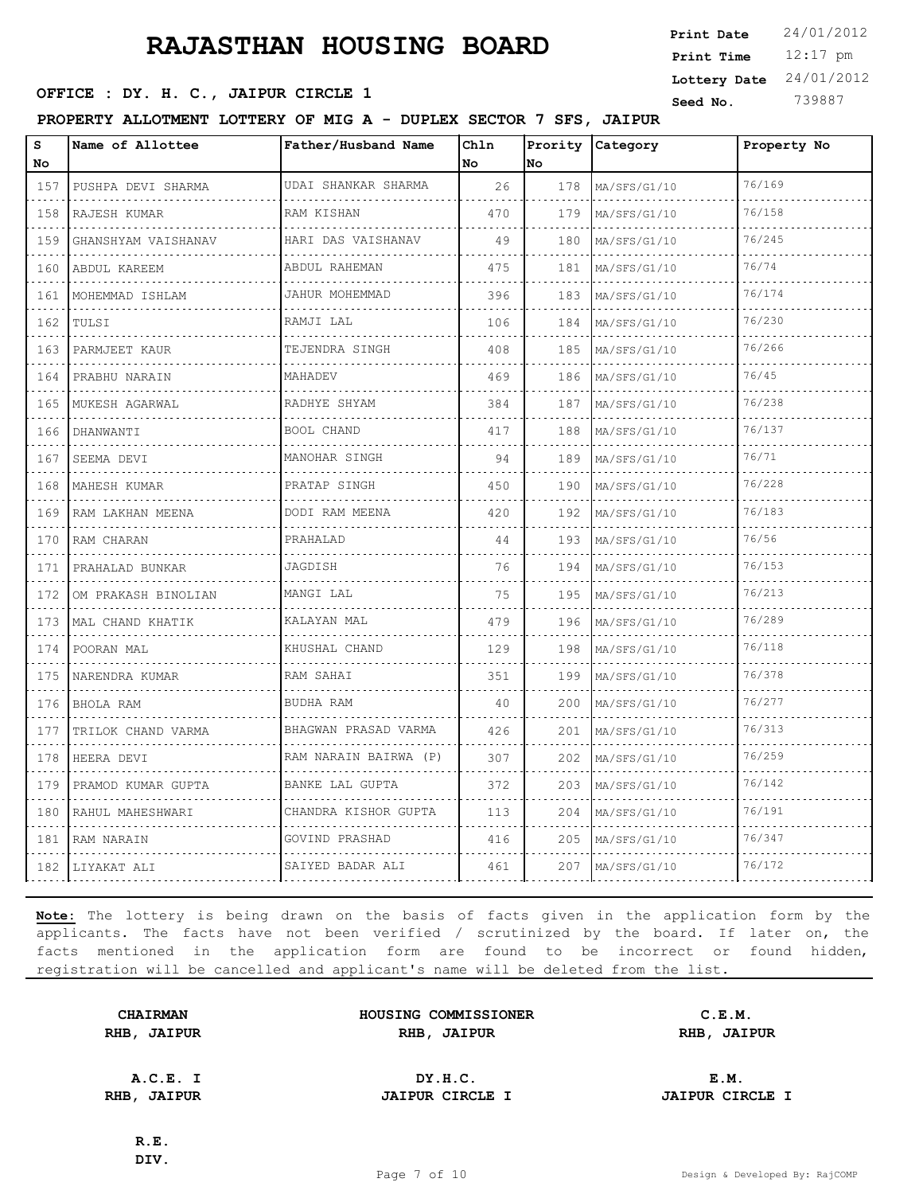# RAJASTHAN HOUSING BOARD

**OFFICE : DY. H. C., JAIPUR CIRCLE 1**

Print Date 24/01/2012
Print Time 12:17 pm
Lottery Date 24/01/2012
Seed No. 739887

**PROPERTY ALLOTMENT LOTTERY OF MIG A - DUPLEX SECTOR 7 SFS, JAIPUR**

| S No | Name of Allottee | Father/Husband Name | Chln No | Prority No | Category | Property No |
|---|---|---|---|---|---|---|
| 157 | PUSHPA DEVI SHARMA | UDAI SHANKAR SHARMA | 26 | 178 | MA/SFS/G1/10 | 76/169 |
| 158 | RAJESH KUMAR | RAM KISHAN | 470 | 179 | MA/SFS/G1/10 | 76/158 |
| 159 | GHANSHYAM VAISHANAV | HARI DAS VAISHANAV | 49 | 180 | MA/SFS/G1/10 | 76/245 |
| 160 | ABDUL KAREEM | ABDUL RAHEMAN | 475 | 181 | MA/SFS/G1/10 | 76/74 |
| 161 | MOHEMMAD ISHLAM | JAHUR MOHEMMAD | 396 | 183 | MA/SFS/G1/10 | 76/174 |
| 162 | TULSI | RAMJI LAL | 106 | 184 | MA/SFS/G1/10 | 76/230 |
| 163 | PARMJEET KAUR | TEJENDRA SINGH | 408 | 185 | MA/SFS/G1/10 | 76/266 |
| 164 | PRABHU NARAIN | MAHADEV | 469 | 186 | MA/SFS/G1/10 | 76/45 |
| 165 | MUKESH AGARWAL | RADHYE SHYAM | 384 | 187 | MA/SFS/G1/10 | 76/238 |
| 166 | DHANWANTI | BOOL CHAND | 417 | 188 | MA/SFS/G1/10 | 76/137 |
| 167 | SEEMA DEVI | MANOHAR SINGH | 94 | 189 | MA/SFS/G1/10 | 76/71 |
| 168 | MAHESH KUMAR | PRATAP SINGH | 450 | 190 | MA/SFS/G1/10 | 76/228 |
| 169 | RAM LAKHAN MEENA | DODI RAM MEENA | 420 | 192 | MA/SFS/G1/10 | 76/183 |
| 170 | RAM CHARAN | PRAHALAD | 44 | 193 | MA/SFS/G1/10 | 76/56 |
| 171 | PRAHALAD BUNKAR | JAGDISH | 76 | 194 | MA/SFS/G1/10 | 76/153 |
| 172 | OM PRAKASH BINOLIAN | MANGI LAL | 75 | 195 | MA/SFS/G1/10 | 76/213 |
| 173 | MAL CHAND KHATIK | KALAYAN MAL | 479 | 196 | MA/SFS/G1/10 | 76/289 |
| 174 | POORAN MAL | KHUSHAL CHAND | 129 | 198 | MA/SFS/G1/10 | 76/118 |
| 175 | NARENDRA KUMAR | RAM SAHAI | 351 | 199 | MA/SFS/G1/10 | 76/378 |
| 176 | BHOLA RAM | BUDHA RAM | 40 | 200 | MA/SFS/G1/10 | 76/277 |
| 177 | TRILOK CHAND VARMA | BHAGWAN PRASAD VARMA | 426 | 201 | MA/SFS/G1/10 | 76/313 |
| 178 | HEERA DEVI | RAM NARAIN BAIRWA (P) | 307 | 202 | MA/SFS/G1/10 | 76/259 |
| 179 | PRAMOD KUMAR GUPTA | BANKE LAL GUPTA | 372 | 203 | MA/SFS/G1/10 | 76/142 |
| 180 | RAHUL MAHESHWARI | CHANDRA KISHOR GUPTA | 113 | 204 | MA/SFS/G1/10 | 76/191 |
| 181 | RAM NARAIN | GOVIND PRASHAD | 416 | 205 | MA/SFS/G1/10 | 76/347 |
| 182 | LIYAKAT ALI | SAIYED BADAR ALI | 461 | 207 | MA/SFS/G1/10 | 76/172 |

**Note:** The lottery is being drawn on the basis of facts given in the application form by the applicants. The facts have not been verified / scrutinized by the board. If later on, the facts mentioned in the application form are found to be incorrect or found hidden, registration will be cancelled and applicant's name will be deleted from the list.

**CHAIRMAN**
**RHB, JAIPUR**

**HOUSING COMMISSIONER**
**RHB, JAIPUR**

**C.E.M.**
**RHB, JAIPUR**

**A.C.E. I**
**RHB, JAIPUR**

**DY.H.C.**
**JAIPUR CIRCLE I**

**E.M.**
**JAIPUR CIRCLE I**

**R.E.**
**DIV.**

Design & Developed By: RajCOMP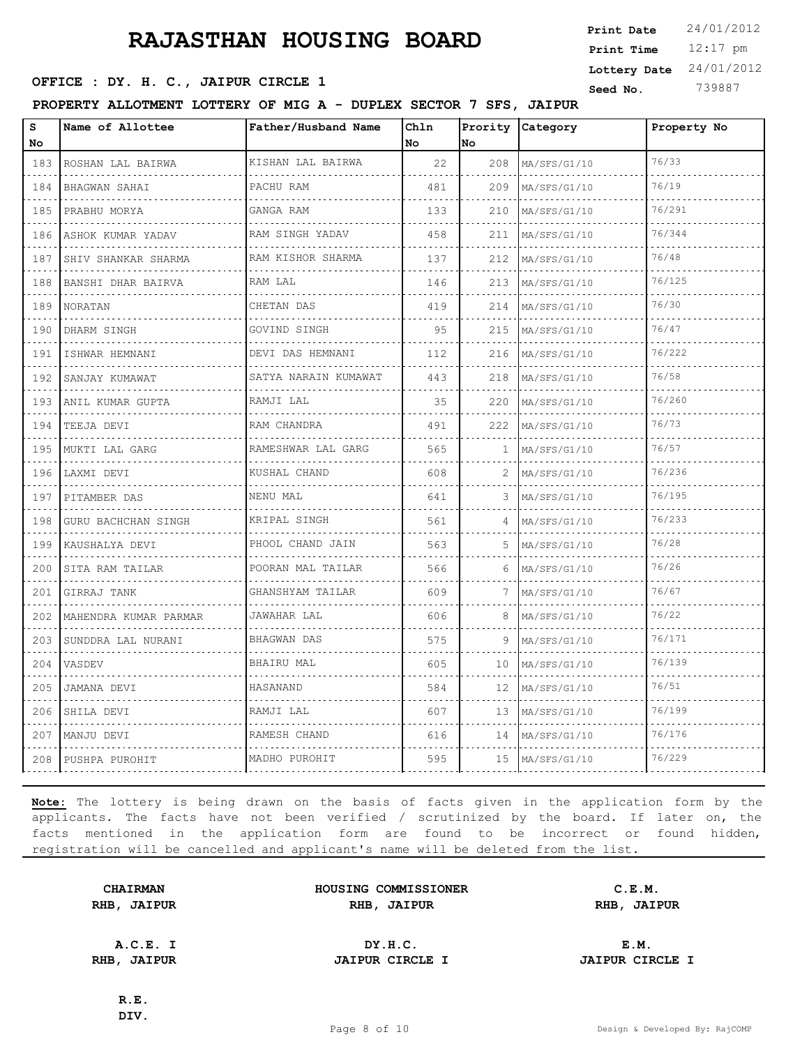# RAJASTHAN HOUSING BOARD

**Print Date** 24/01/2012
**Print Time** 12:17 pm
**Lottery Date** 24/01/2012
**Seed No.** 739887

**OFFICE : DY. H. C., JAIPUR CIRCLE 1**

**PROPERTY ALLOTMENT LOTTERY OF MIG A - DUPLEX SECTOR 7 SFS, JAIPUR**

| S No | Name of Allottee | Father/Husband Name | Chln No | Prority No | Category | Property No |
|---|---|---|---|---|---|---|
| 183 | ROSHAN LAL BAIRWA | KISHAN LAL BAIRWA | 22 | 208 | MA/SFS/G1/10 | 76/33 |
| 184 | BHAGWAN SAHAI | PACHU RAM | 481 | 209 | MA/SFS/G1/10 | 76/19 |
| 185 | PRABHU MORYA | GANGA RAM | 133 | 210 | MA/SFS/G1/10 | 76/291 |
| 186 | ASHOK KUMAR YADAV | RAM SINGH YADAV | 458 | 211 | MA/SFS/G1/10 | 76/344 |
| 187 | SHIV SHANKAR SHARMA | RAM KISHOR SHARMA | 137 | 212 | MA/SFS/G1/10 | 76/48 |
| 188 | BANSHI DHAR BAIRVA | RAM LAL | 146 | 213 | MA/SFS/G1/10 | 76/125 |
| 189 | NORATAN | CHETAN DAS | 419 | 214 | MA/SFS/G1/10 | 76/30 |
| 190 | DHARM SINGH | GOVIND SINGH | 95 | 215 | MA/SFS/G1/10 | 76/47 |
| 191 | ISHWAR HEMNANI | DEVI DAS HEMNANI | 112 | 216 | MA/SFS/G1/10 | 76/222 |
| 192 | SANJAY KUMAWAT | SATYA NARAIN KUMAWAT | 443 | 218 | MA/SFS/G1/10 | 76/58 |
| 193 | ANIL KUMAR GUPTA | RAMJI LAL | 35 | 220 | MA/SFS/G1/10 | 76/260 |
| 194 | TEEJA DEVI | RAM CHANDRA | 491 | 222 | MA/SFS/G1/10 | 76/73 |
| 195 | MUKTI LAL GARG | RAMESHWAR LAL GARG | 565 | 1 | MA/SFS/G1/10 | 76/57 |
| 196 | LAXMI DEVI | KUSHAL CHAND | 608 | 2 | MA/SFS/G1/10 | 76/236 |
| 197 | PITAMBER DAS | NENU MAL | 641 | 3 | MA/SFS/G1/10 | 76/195 |
| 198 | GURU BACHCHAN SINGH | KRIPAL SINGH | 561 | 4 | MA/SFS/G1/10 | 76/233 |
| 199 | KAUSHALYA DEVI | PHOOL CHAND JAIN | 563 | 5 | MA/SFS/G1/10 | 76/28 |
| 200 | SITA RAM TAILAR | POORAN MAL TAILAR | 566 | 6 | MA/SFS/G1/10 | 76/26 |
| 201 | GIRRAJ TANK | GHANSHYAM TAILAR | 609 | 7 | MA/SFS/G1/10 | 76/67 |
| 202 | MAHENDRA KUMAR PARMAR | JAWAHAR LAL | 606 | 8 | MA/SFS/G1/10 | 76/22 |
| 203 | SUNDDRA LAL NURANI | BHAGWAN DAS | 575 | 9 | MA/SFS/G1/10 | 76/171 |
| 204 | VASDEV | BHAIRU MAL | 605 | 10 | MA/SFS/G1/10 | 76/139 |
| 205 | JAMANA DEVI | HASANAND | 584 | 12 | MA/SFS/G1/10 | 76/51 |
| 206 | SHILA DEVI | RAMJI LAL | 607 | 13 | MA/SFS/G1/10 | 76/199 |
| 207 | MANJU DEVI | RAMESH CHAND | 616 | 14 | MA/SFS/G1/10 | 76/176 |
| 208 | PUSHPA PUROHIT | MADHO PUROHIT | 595 | 15 | MA/SFS/G1/10 | 76/229 |

**Note:** The lottery is being drawn on the basis of facts given in the application form by the applicants. The facts have not been verified / scrutinized by the board. If later on, the facts mentioned in the application form are found to be incorrect or found hidden, registration will be cancelled and applicant's name will be deleted from the list.

**CHAIRMAN**
**RHB, JAIPUR**

**HOUSING COMMISSIONER**
**RHB, JAIPUR**

**C.E.M.**
**RHB, JAIPUR**

**A.C.E. I**
**RHB, JAIPUR**

**DY.H.C.**
**JAIPUR CIRCLE I**

**E.M.**
**JAIPUR CIRCLE I**

**R.E.**
**DIV.**

Design & Developed By: RajCOMP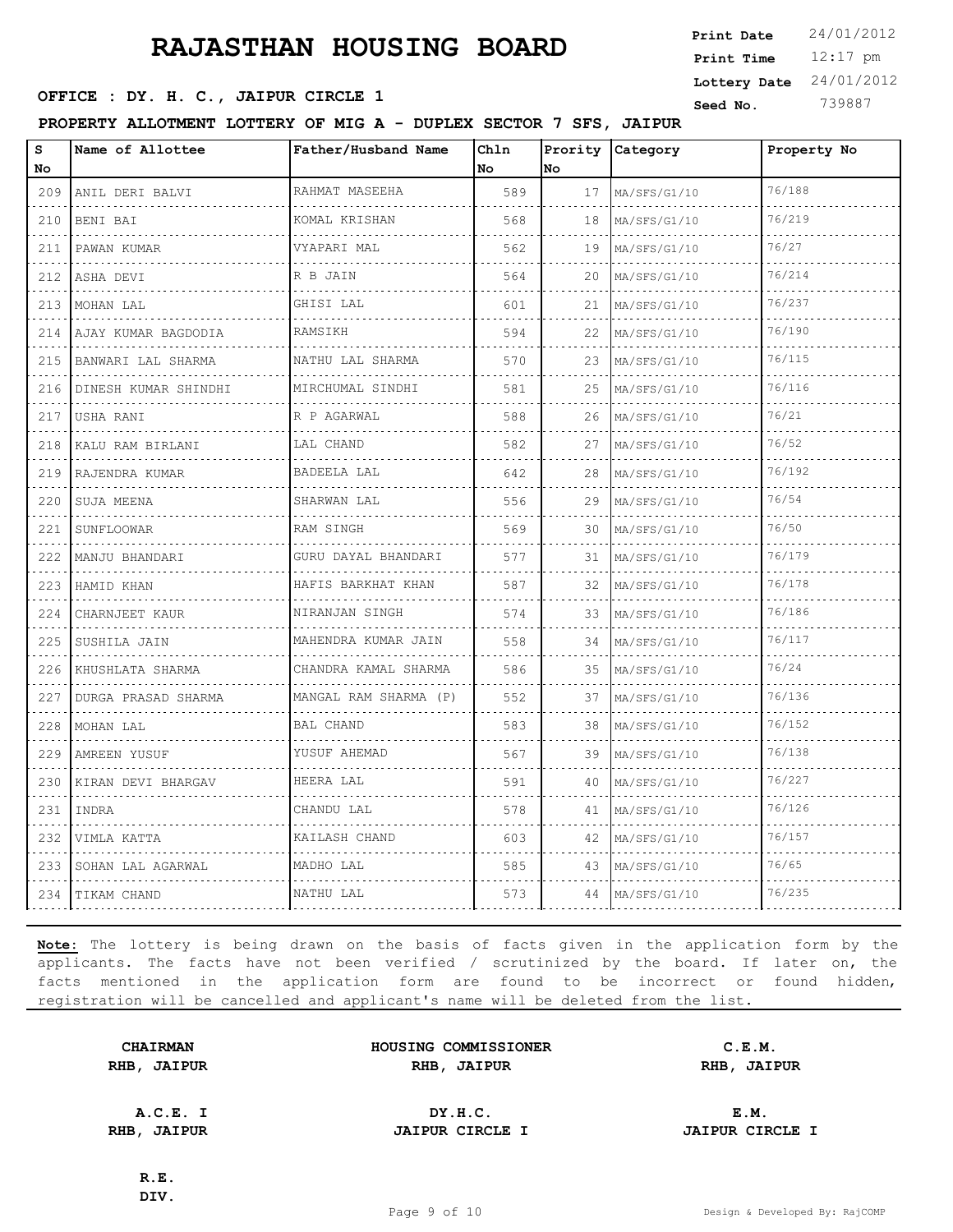# RAJASTHAN HOUSING BOARD

**Print Date** 24/01/2012
**Print Time** 12:17 pm
**Lottery Date** 24/01/2012
**Seed No.** 739887

**OFFICE : DY. H. C., JAIPUR CIRCLE 1**

**PROPERTY ALLOTMENT LOTTERY OF MIG A - DUPLEX SECTOR 7 SFS, JAIPUR**

| S No | Name of Allottee | Father/Husband Name | Chln No | Prority No | Category | Property No |
|---|---|---|---|---|---|---|
| 209 | ANIL DERI BALVI | RAHMAT MASEEHA | 589 | 17 | MA/SFS/G1/10 | 76/188 |
| 210 | BENI BAI | KOMAL KRISHAN | 568 | 18 | MA/SFS/G1/10 | 76/219 |
| 211 | PAWAN KUMAR | VYAPARI MAL | 562 | 19 | MA/SFS/G1/10 | 76/27 |
| 212 | ASHA DEVI | R B JAIN | 564 | 20 | MA/SFS/G1/10 | 76/214 |
| 213 | MOHAN LAL | GHISI LAL | 601 | 21 | MA/SFS/G1/10 | 76/237 |
| 214 | AJAY KUMAR BAGDODIA | RAMSIKH | 594 | 22 | MA/SFS/G1/10 | 76/190 |
| 215 | BANWARI LAL SHARMA | NATHU LAL SHARMA | 570 | 23 | MA/SFS/G1/10 | 76/115 |
| 216 | DINESH KUMAR SHINDHI | MIRCHUMAL SINDHI | 581 | 25 | MA/SFS/G1/10 | 76/116 |
| 217 | USHA RANI | R P AGARWAL | 588 | 26 | MA/SFS/G1/10 | 76/21 |
| 218 | KALU RAM BIRLANI | LAL CHAND | 582 | 27 | MA/SFS/G1/10 | 76/52 |
| 219 | RAJENDRA KUMAR | BADEELA LAL | 642 | 28 | MA/SFS/G1/10 | 76/192 |
| 220 | SUJA MEENA | SHARWAN LAL | 556 | 29 | MA/SFS/G1/10 | 76/54 |
| 221 | SUNFLOOWAR | RAM SINGH | 569 | 30 | MA/SFS/G1/10 | 76/50 |
| 222 | MANJU BHANDARI | GURU DAYAL BHANDARI | 577 | 31 | MA/SFS/G1/10 | 76/179 |
| 223 | HAMID KHAN | HAFIS BARKHAT KHAN | 587 | 32 | MA/SFS/G1/10 | 76/178 |
| 224 | CHARNJEET KAUR | NIRANJAN SINGH | 574 | 33 | MA/SFS/G1/10 | 76/186 |
| 225 | SUSHILA JAIN | MAHENDRA KUMAR JAIN | 558 | 34 | MA/SFS/G1/10 | 76/117 |
| 226 | KHUSHLATA SHARMA | CHANDRA KAMAL SHARMA | 586 | 35 | MA/SFS/G1/10 | 76/24 |
| 227 | DURGA PRASAD SHARMA | MANGAL RAM SHARMA (P) | 552 | 37 | MA/SFS/G1/10 | 76/136 |
| 228 | MOHAN LAL | BAL CHAND | 583 | 38 | MA/SFS/G1/10 | 76/152 |
| 229 | AMREEN YUSUF | YUSUF AHEMAD | 567 | 39 | MA/SFS/G1/10 | 76/138 |
| 230 | KIRAN DEVI BHARGAV | HEERA LAL | 591 | 40 | MA/SFS/G1/10 | 76/227 |
| 231 | INDRA | CHANDU LAL | 578 | 41 | MA/SFS/G1/10 | 76/126 |
| 232 | VIMLA KATTA | KAILASH CHAND | 603 | 42 | MA/SFS/G1/10 | 76/157 |
| 233 | SOHAN LAL AGARWAL | MADHO LAL | 585 | 43 | MA/SFS/G1/10 | 76/65 |
| 234 | TIKAM CHAND | NATHU LAL | 573 | 44 | MA/SFS/G1/10 | 76/235 |

**Note:** The lottery is being drawn on the basis of facts given in the application form by the applicants. The facts have not been verified / scrutinized by the board. If later on, the facts mentioned in the application form are found to be incorrect or found hidden, registration will be cancelled and applicant's name will be deleted from the list.

| | | |
|---|---|---|
| **CHAIRMAN**<br>**RHB, JAIPUR** | **HOUSING COMMISSIONER**<br>**RHB, JAIPUR** | **C.E.M.**<br>**RHB, JAIPUR** |
| **A.C.E. I**<br>**RHB, JAIPUR** | **DY.H.C.**<br>**JAIPUR CIRCLE I** | **E.M.**<br>**JAIPUR CIRCLE I** |
| **R.E.**<br>**DIV.** | | |

Design & Developed By: RajCOMP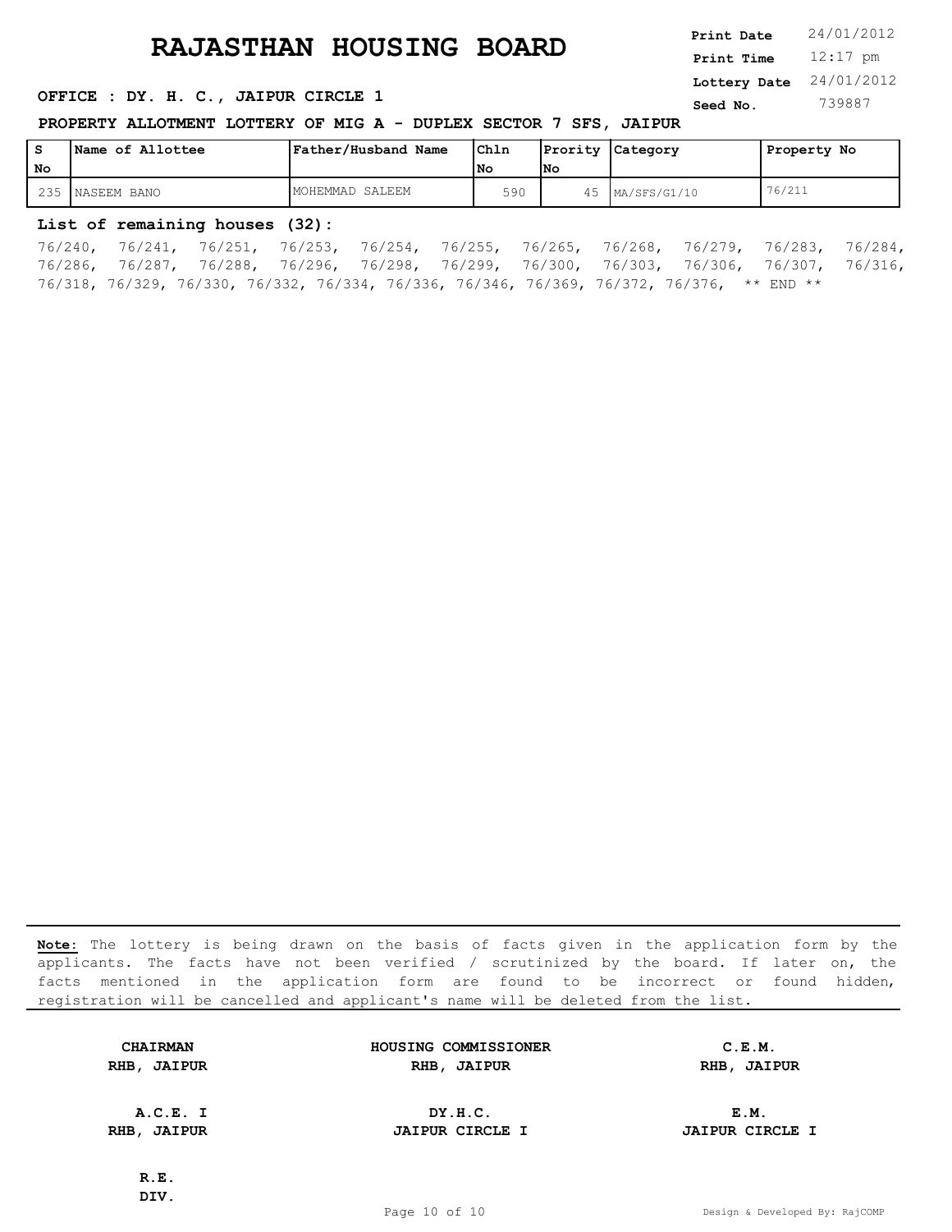# RAJASTHAN HOUSING BOARD

**Print Date** 24/01/2012
**Print Time** 12:17 pm
**Lottery Date** 24/01/2012
**Seed No.** 739887

**OFFICE : DY. H. C., JAIPUR CIRCLE 1**

**PROPERTY ALLOTMENT LOTTERY OF MIG A - DUPLEX SECTOR 7 SFS, JAIPUR**

| S No | Name of Allottee | Father/Husband Name | Chln No | Prority No | Category | Property No |
|---|---|---|---|---|---|---|
| 235 | NASEEM BANO | MOHEMMAD SALEEM | 590 | 45 | MA/SFS/G1/10 | 76/211 |

**List of remaining houses (32):**

76/240, 76/241, 76/251, 76/253, 76/254, 76/255, 76/265, 76/268, 76/279, 76/283, 76/284, 76/286, 76/287, 76/288, 76/296, 76/298, 76/299, 76/300, 76/303, 76/306, 76/307, 76/316, 76/318, 76/329, 76/330, 76/332, 76/334, 76/336, 76/346, 76/369, 76/372, 76/376, ** END **

**Note:** The lottery is being drawn on the basis of facts given in the application form by the applicants. The facts have not been verified / scrutinized by the board. If later on, the facts mentioned in the application form are found to be incorrect or found hidden, registration will be cancelled and applicant's name will be deleted from the list.

| | | |
|---|---|---|
| **CHAIRMAN RHB, JAIPUR** | **HOUSING COMMISSIONER RHB, JAIPUR** | **C.E.M. RHB, JAIPUR** |
| **A.C.E. I RHB, JAIPUR** | **DY.H.C. JAIPUR CIRCLE I** | **E.M. JAIPUR CIRCLE I** |
| **R.E. DIV.** | | |

Design & Developed By: RajCOMP